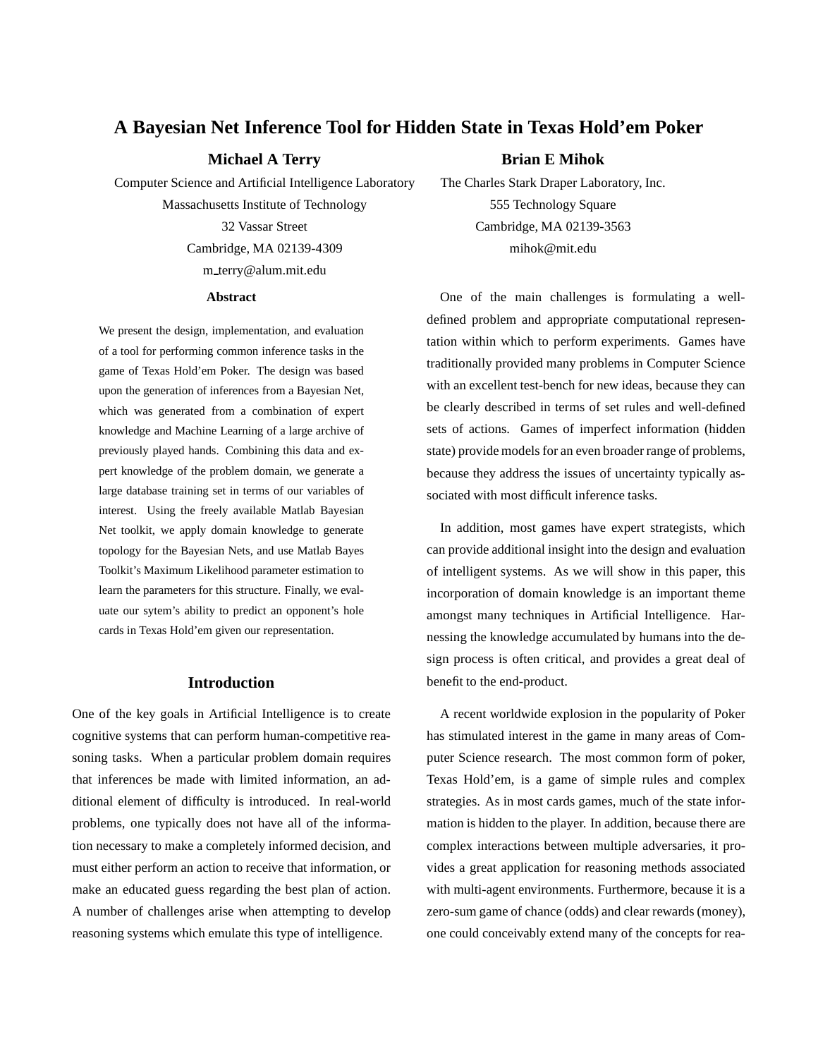# A Bayesian Net Inference Tool for Hidden State in Texas Hold'em Poker

**Michael A Terry**

Computer Science and Artificial Intelligence Laboratory
Massachusetts Institute of Technology
32 Vassar Street
Cambridge, MA 02139-4309
m_terry@alum.mit.edu

**Brian E Mihok**

The Charles Stark Draper Laboratory, Inc.
555 Technology Square
Cambridge, MA 02139-3563
mihok@mit.edu

### Abstract

We present the design, implementation, and evaluation of a tool for performing common inference tasks in the game of Texas Hold'em Poker. The design was based upon the generation of inferences from a Bayesian Net, which was generated from a combination of expert knowledge and Machine Learning of a large archive of previously played hands. Combining this data and expert knowledge of the problem domain, we generate a large database training set in terms of our variables of interest. Using the freely available Matlab Bayesian Net toolkit, we apply domain knowledge to generate topology for the Bayesian Nets, and use Matlab Bayes Toolkit's Maximum Likelihood parameter estimation to learn the parameters for this structure. Finally, we evaluate our sytem's ability to predict an opponent's hole cards in Texas Hold'em given our representation.

## Introduction

One of the key goals in Artificial Intelligence is to create cognitive systems that can perform human-competitive reasoning tasks. When a particular problem domain requires that inferences be made with limited information, an additional element of difficulty is introduced. In real-world problems, one typically does not have all of the information necessary to make a completely informed decision, and must either perform an action to receive that information, or make an educated guess regarding the best plan of action. A number of challenges arise when attempting to develop reasoning systems which emulate this type of intelligence.

One of the main challenges is formulating a well-defined problem and appropriate computational representation within which to perform experiments. Games have traditionally provided many problems in Computer Science with an excellent test-bench for new ideas, because they can be clearly described in terms of set rules and well-defined sets of actions. Games of imperfect information (hidden state) provide models for an even broader range of problems, because they address the issues of uncertainty typically associated with most difficult inference tasks.

In addition, most games have expert strategists, which can provide additional insight into the design and evaluation of intelligent systems. As we will show in this paper, this incorporation of domain knowledge is an important theme amongst many techniques in Artificial Intelligence. Harnessing the knowledge accumulated by humans into the design process is often critical, and provides a great deal of benefit to the end-product.

A recent worldwide explosion in the popularity of Poker has stimulated interest in the game in many areas of Computer Science research. The most common form of poker, Texas Hold'em, is a game of simple rules and complex strategies. As in most cards games, much of the state information is hidden to the player. In addition, because there are complex interactions between multiple adversaries, it provides a great application for reasoning methods associated with multi-agent environments. Furthermore, because it is a zero-sum game of chance (odds) and clear rewards (money), one could conceivably extend many of the concepts for rea-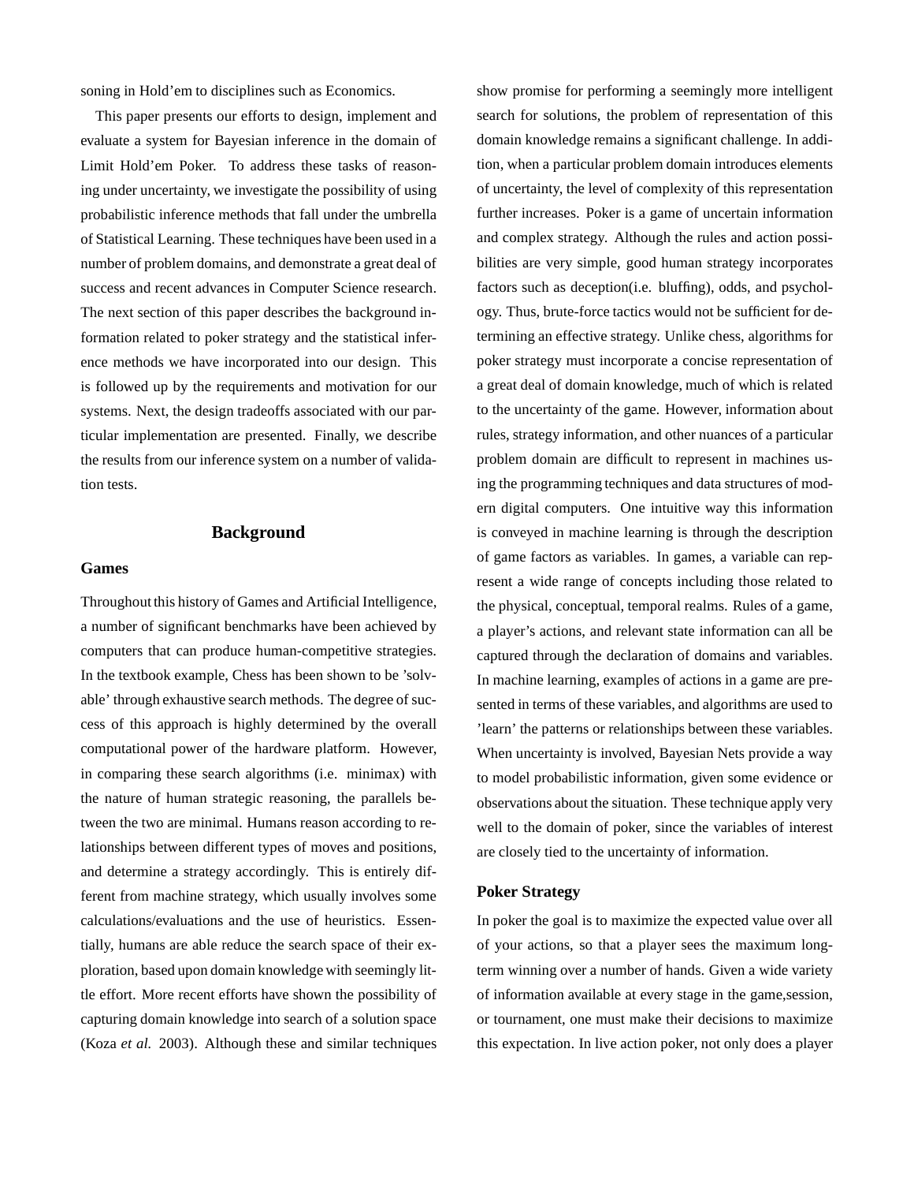soning in Hold'em to disciplines such as Economics.

This paper presents our efforts to design, implement and evaluate a system for Bayesian inference in the domain of Limit Hold'em Poker. To address these tasks of reasoning under uncertainty, we investigate the possibility of using probabilistic inference methods that fall under the umbrella of Statistical Learning. These techniques have been used in a number of problem domains, and demonstrate a great deal of success and recent advances in Computer Science research. The next section of this paper describes the background information related to poker strategy and the statistical inference methods we have incorporated into our design. This is followed up by the requirements and motivation for our systems. Next, the design tradeoffs associated with our particular implementation are presented. Finally, we describe the results from our inference system on a number of validation tests.

## Background

### Games

Throughout this history of Games and Artificial Intelligence, a number of significant benchmarks have been achieved by computers that can produce human-competitive strategies. In the textbook example, Chess has been shown to be 'solvable' through exhaustive search methods. The degree of success of this approach is highly determined by the overall computational power of the hardware platform. However, in comparing these search algorithms (i.e. minimax) with the nature of human strategic reasoning, the parallels between the two are minimal. Humans reason according to relationships between different types of moves and positions, and determine a strategy accordingly. This is entirely different from machine strategy, which usually involves some calculations/evaluations and the use of heuristics. Essentially, humans are able reduce the search space of their exploration, based upon domain knowledge with seemingly little effort. More recent efforts have shown the possibility of capturing domain knowledge into search of a solution space (Koza *et al.* 2003). Although these and similar techniques show promise for performing a seemingly more intelligent search for solutions, the problem of representation of this domain knowledge remains a significant challenge. In addition, when a particular problem domain introduces elements of uncertainty, the level of complexity of this representation further increases. Poker is a game of uncertain information and complex strategy. Although the rules and action possibilities are very simple, good human strategy incorporates factors such as deception(i.e. bluffing), odds, and psychology. Thus, brute-force tactics would not be sufficient for determining an effective strategy. Unlike chess, algorithms for poker strategy must incorporate a concise representation of a great deal of domain knowledge, much of which is related to the uncertainty of the game. However, information about rules, strategy information, and other nuances of a particular problem domain are difficult to represent in machines using the programming techniques and data structures of modern digital computers. One intuitive way this information is conveyed in machine learning is through the description of game factors as variables. In games, a variable can represent a wide range of concepts including those related to the physical, conceptual, temporal realms. Rules of a game, a player's actions, and relevant state information can all be captured through the declaration of domains and variables. In machine learning, examples of actions in a game are presented in terms of these variables, and algorithms are used to 'learn' the patterns or relationships between these variables. When uncertainty is involved, Bayesian Nets provide a way to model probabilistic information, given some evidence or observations about the situation. These technique apply very well to the domain of poker, since the variables of interest are closely tied to the uncertainty of information.

### Poker Strategy

In poker the goal is to maximize the expected value over all of your actions, so that a player sees the maximum long-term winning over a number of hands. Given a wide variety of information available at every stage in the game,session, or tournament, one must make their decisions to maximize this expectation. In live action poker, not only does a player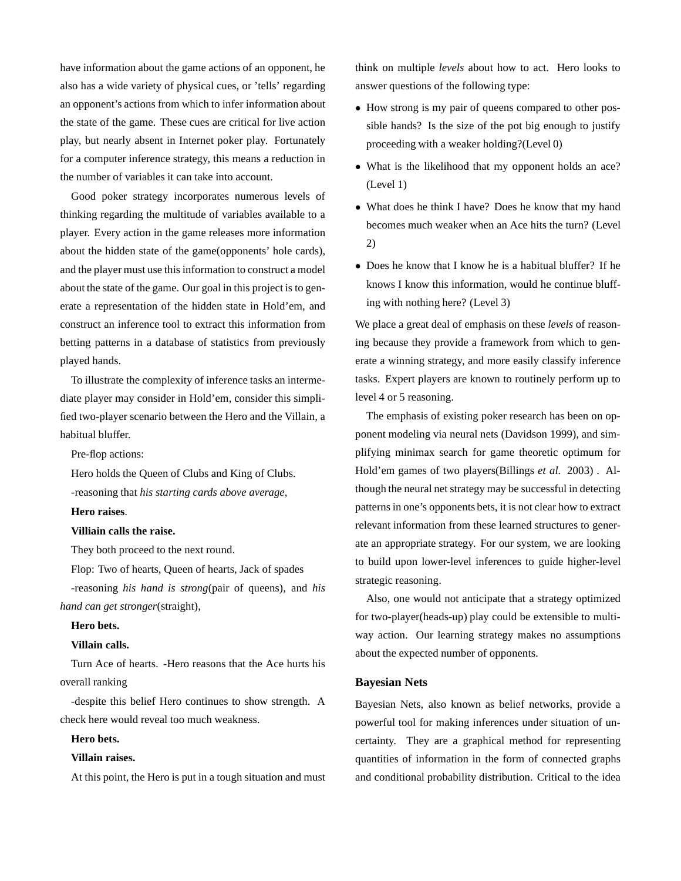have information about the game actions of an opponent, he also has a wide variety of physical cues, or 'tells' regarding an opponent's actions from which to infer information about the state of the game. These cues are critical for live action play, but nearly absent in Internet poker play. Fortunately for a computer inference strategy, this means a reduction in the number of variables it can take into account.

Good poker strategy incorporates numerous levels of thinking regarding the multitude of variables available to a player. Every action in the game releases more information about the hidden state of the game(opponents' hole cards), and the player must use this information to construct a model about the state of the game. Our goal in this project is to generate a representation of the hidden state in Hold'em, and construct an inference tool to extract this information from betting patterns in a database of statistics from previously played hands.

To illustrate the complexity of inference tasks an intermediate player may consider in Hold'em, consider this simplified two-player scenario between the Hero and the Villain, a habitual bluffer.

Pre-flop actions:

Hero holds the Queen of Clubs and King of Clubs.

-reasoning that *his starting cards above average*,

**Hero raises**.

**Villiain calls the raise.**

They both proceed to the next round.

Flop: Two of hearts, Queen of hearts, Jack of spades

-reasoning *his hand is strong*(pair of queens), and *his hand can get stronger*(straight),

**Hero bets.**

**Villain calls.**

Turn Ace of hearts. -Hero reasons that the Ace hurts his overall ranking

-despite this belief Hero continues to show strength. A check here would reveal too much weakness.

**Hero bets.**

**Villain raises.**

At this point, the Hero is put in a tough situation and must think on multiple *levels* about how to act. Hero looks to answer questions of the following type:

- How strong is my pair of queens compared to other possible hands? Is the size of the pot big enough to justify proceeding with a weaker holding?(Level 0)
- What is the likelihood that my opponent holds an ace? (Level 1)
- What does he think I have? Does he know that my hand becomes much weaker when an Ace hits the turn? (Level 2)
- Does he know that I know he is a habitual bluffer? If he knows I know this information, would he continue bluffing with nothing here? (Level 3)

We place a great deal of emphasis on these *levels* of reasoning because they provide a framework from which to generate a winning strategy, and more easily classify inference tasks. Expert players are known to routinely perform up to level 4 or 5 reasoning.

The emphasis of existing poker research has been on opponent modeling via neural nets (Davidson 1999), and simplifying minimax search for game theoretic optimum for Hold'em games of two players(Billings *et al.* 2003) . Although the neural net strategy may be successful in detecting patterns in one's opponents bets, it is not clear how to extract relevant information from these learned structures to generate an appropriate strategy. For our system, we are looking to build upon lower-level inferences to guide higher-level strategic reasoning.

Also, one would not anticipate that a strategy optimized for two-player(heads-up) play could be extensible to multi-way action. Our learning strategy makes no assumptions about the expected number of opponents.

### Bayesian Nets

Bayesian Nets, also known as belief networks, provide a powerful tool for making inferences under situation of uncertainty. They are a graphical method for representing quantities of information in the form of connected graphs and conditional probability distribution. Critical to the idea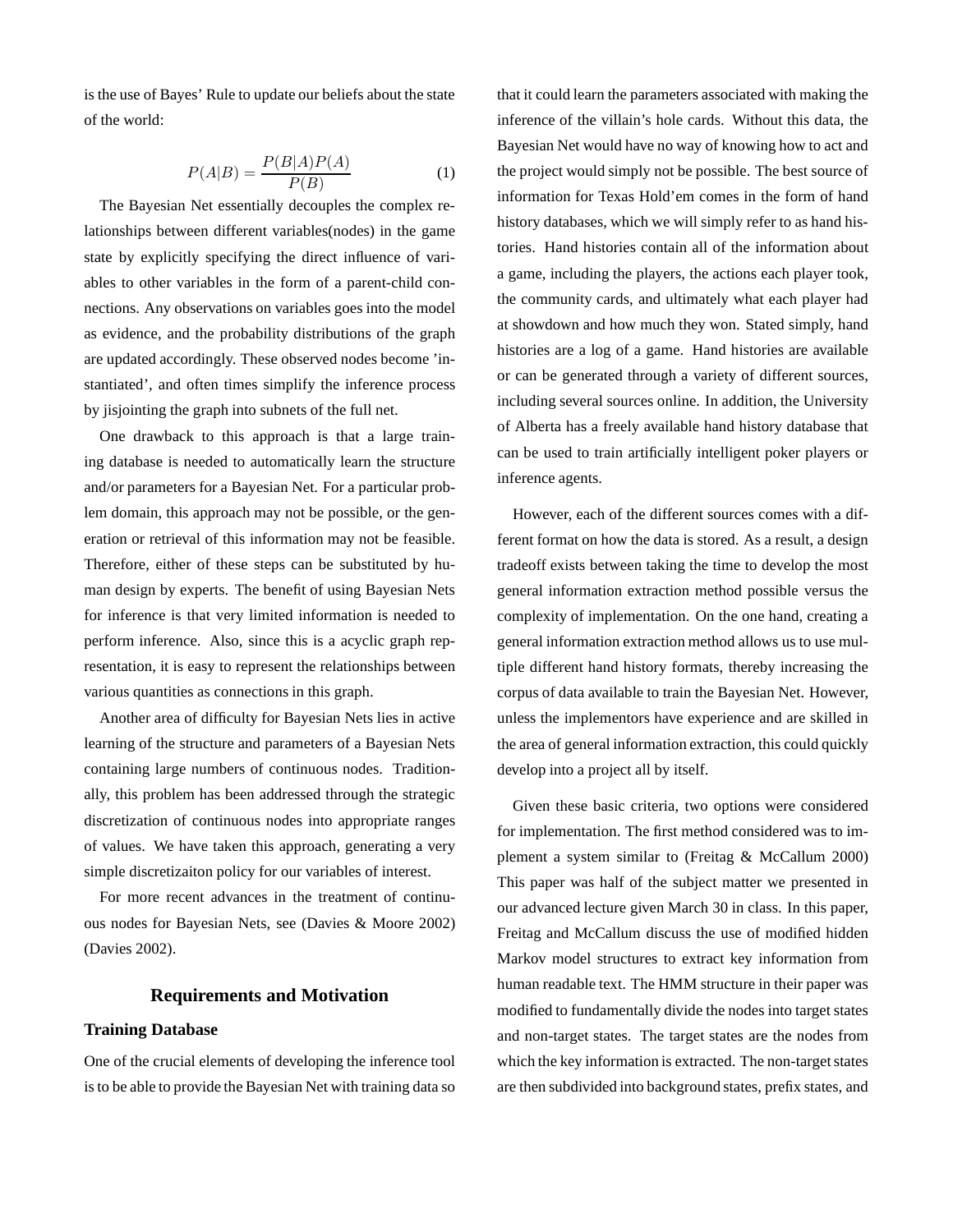is the use of Bayes' Rule to update our beliefs about the state of the world:

$$P(A|B) = \frac{P(B|A)P(A)}{P(B)} \tag{1}$$

The Bayesian Net essentially decouples the complex relationships between different variables(nodes) in the game state by explicitly specifying the direct influence of variables to other variables in the form of a parent-child connections. Any observations on variables goes into the model as evidence, and the probability distributions of the graph are updated accordingly. These observed nodes become 'instantiated', and often times simplify the inference process by jisjointing the graph into subnets of the full net.

One drawback to this approach is that a large training database is needed to automatically learn the structure and/or parameters for a Bayesian Net. For a particular problem domain, this approach may not be possible, or the generation or retrieval of this information may not be feasible. Therefore, either of these steps can be substituted by human design by experts. The benefit of using Bayesian Nets for inference is that very limited information is needed to perform inference. Also, since this is a acyclic graph representation, it is easy to represent the relationships between various quantities as connections in this graph.

Another area of difficulty for Bayesian Nets lies in active learning of the structure and parameters of a Bayesian Nets containing large numbers of continuous nodes. Traditionally, this problem has been addressed through the strategic discretization of continuous nodes into appropriate ranges of values. We have taken this approach, generating a very simple discretizaiton policy for our variables of interest.

For more recent advances in the treatment of continuous nodes for Bayesian Nets, see (Davies & Moore 2002) (Davies 2002).

## Requirements and Motivation

### Training Database

One of the crucial elements of developing the inference tool is to be able to provide the Bayesian Net with training data so that it could learn the parameters associated with making the inference of the villain's hole cards. Without this data, the Bayesian Net would have no way of knowing how to act and the project would simply not be possible. The best source of information for Texas Hold'em comes in the form of hand history databases, which we will simply refer to as hand histories. Hand histories contain all of the information about a game, including the players, the actions each player took, the community cards, and ultimately what each player had at showdown and how much they won. Stated simply, hand histories are a log of a game. Hand histories are available or can be generated through a variety of different sources, including several sources online. In addition, the University of Alberta has a freely available hand history database that can be used to train artificially intelligent poker players or inference agents.

However, each of the different sources comes with a different format on how the data is stored. As a result, a design tradeoff exists between taking the time to develop the most general information extraction method possible versus the complexity of implementation. On the one hand, creating a general information extraction method allows us to use multiple different hand history formats, thereby increasing the corpus of data available to train the Bayesian Net. However, unless the implementors have experience and are skilled in the area of general information extraction, this could quickly develop into a project all by itself.

Given these basic criteria, two options were considered for implementation. The first method considered was to implement a system similar to (Freitag & McCallum 2000) This paper was half of the subject matter we presented in our advanced lecture given March 30 in class. In this paper, Freitag and McCallum discuss the use of modified hidden Markov model structures to extract key information from human readable text. The HMM structure in their paper was modified to fundamentally divide the nodes into target states and non-target states. The target states are the nodes from which the key information is extracted. The non-target states are then subdivided into background states, prefix states, and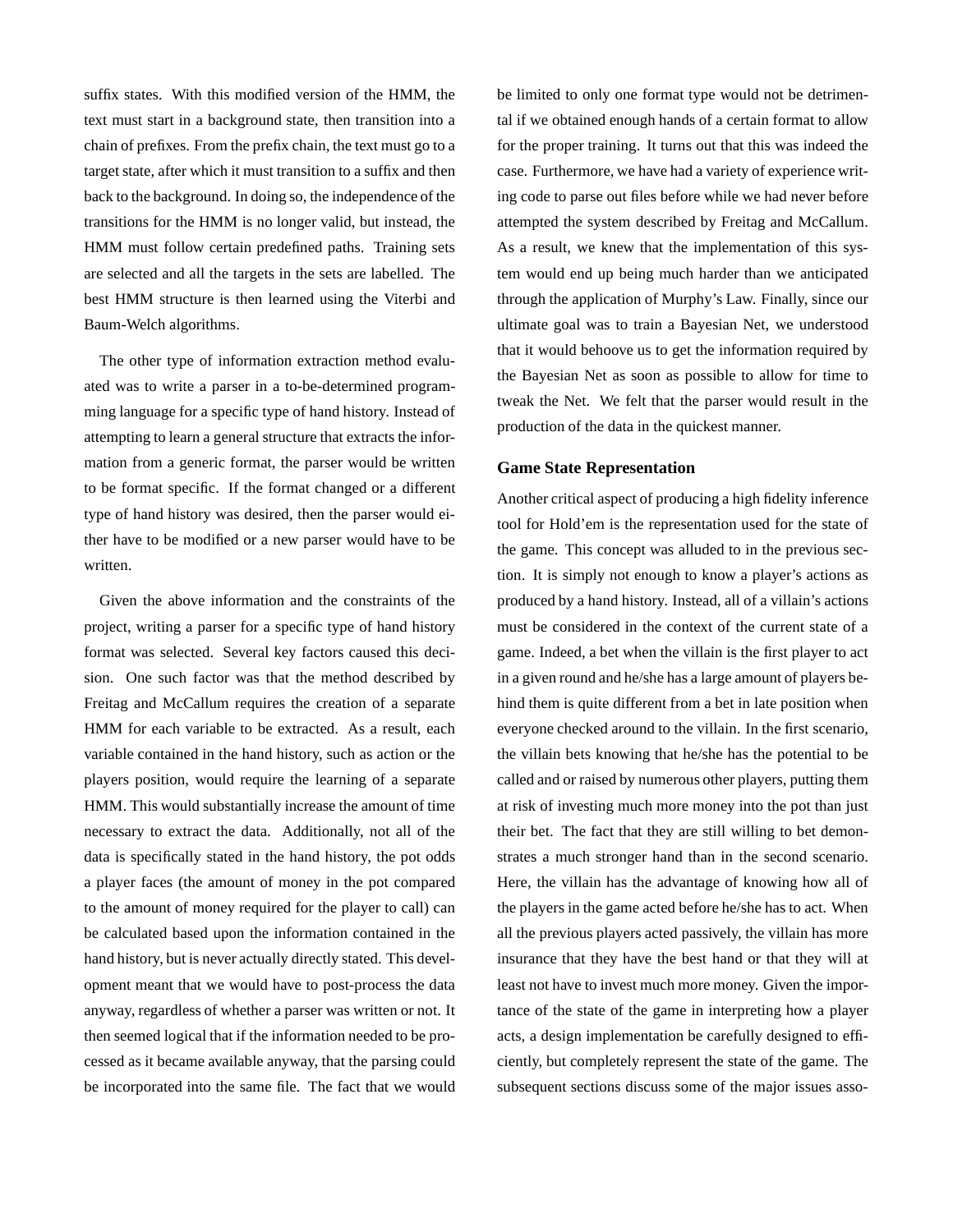suffix states. With this modified version of the HMM, the text must start in a background state, then transition into a chain of prefixes. From the prefix chain, the text must go to a target state, after which it must transition to a suffix and then back to the background. In doing so, the independence of the transitions for the HMM is no longer valid, but instead, the HMM must follow certain predefined paths. Training sets are selected and all the targets in the sets are labelled. The best HMM structure is then learned using the Viterbi and Baum-Welch algorithms.

The other type of information extraction method evaluated was to write a parser in a to-be-determined programming language for a specific type of hand history. Instead of attempting to learn a general structure that extracts the information from a generic format, the parser would be written to be format specific. If the format changed or a different type of hand history was desired, then the parser would either have to be modified or a new parser would have to be written.

Given the above information and the constraints of the project, writing a parser for a specific type of hand history format was selected. Several key factors caused this decision. One such factor was that the method described by Freitag and McCallum requires the creation of a separate HMM for each variable to be extracted. As a result, each variable contained in the hand history, such as action or the players position, would require the learning of a separate HMM. This would substantially increase the amount of time necessary to extract the data. Additionally, not all of the data is specifically stated in the hand history, the pot odds a player faces (the amount of money in the pot compared to the amount of money required for the player to call) can be calculated based upon the information contained in the hand history, but is never actually directly stated. This development meant that we would have to post-process the data anyway, regardless of whether a parser was written or not. It then seemed logical that if the information needed to be processed as it became available anyway, that the parsing could be incorporated into the same file. The fact that we would be limited to only one format type would not be detrimental if we obtained enough hands of a certain format to allow for the proper training. It turns out that this was indeed the case. Furthermore, we have had a variety of experience writing code to parse out files before while we had never before attempted the system described by Freitag and McCallum. As a result, we knew that the implementation of this system would end up being much harder than we anticipated through the application of Murphy's Law. Finally, since our ultimate goal was to train a Bayesian Net, we understood that it would behoove us to get the information required by the Bayesian Net as soon as possible to allow for time to tweak the Net. We felt that the parser would result in the production of the data in the quickest manner.

### Game State Representation

Another critical aspect of producing a high fidelity inference tool for Hold'em is the representation used for the state of the game. This concept was alluded to in the previous section. It is simply not enough to know a player's actions as produced by a hand history. Instead, all of a villain's actions must be considered in the context of the current state of a game. Indeed, a bet when the villain is the first player to act in a given round and he/she has a large amount of players behind them is quite different from a bet in late position when everyone checked around to the villain. In the first scenario, the villain bets knowing that he/she has the potential to be called and or raised by numerous other players, putting them at risk of investing much more money into the pot than just their bet. The fact that they are still willing to bet demonstrates a much stronger hand than in the second scenario. Here, the villain has the advantage of knowing how all of the players in the game acted before he/she has to act. When all the previous players acted passively, the villain has more insurance that they have the best hand or that they will at least not have to invest much more money. Given the importance of the state of the game in interpreting how a player acts, a design implementation be carefully designed to efficiently, but completely represent the state of the game. The subsequent sections discuss some of the major issues asso-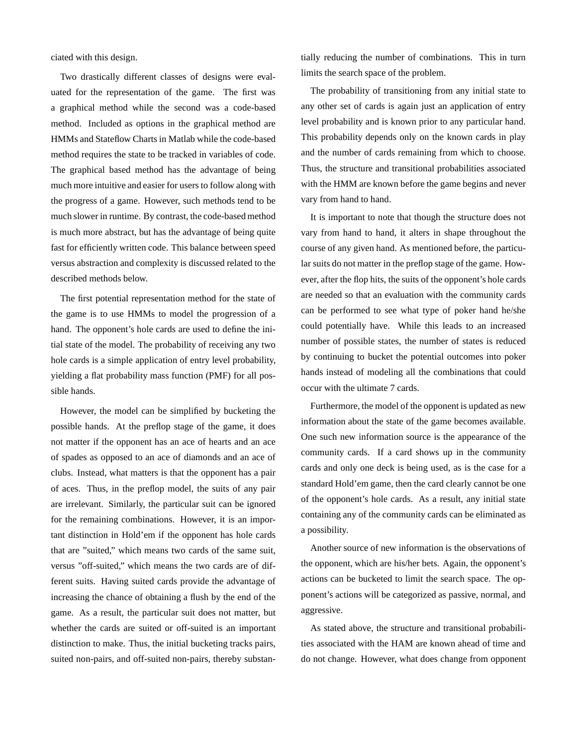ciated with this design.

Two drastically different classes of designs were evaluated for the representation of the game. The first was a graphical method while the second was a code-based method. Included as options in the graphical method are HMMs and Stateflow Charts in Matlab while the code-based method requires the state to be tracked in variables of code. The graphical based method has the advantage of being much more intuitive and easier for users to follow along with the progress of a game. However, such methods tend to be much slower in runtime. By contrast, the code-based method is much more abstract, but has the advantage of being quite fast for efficiently written code. This balance between speed versus abstraction and complexity is discussed related to the described methods below.

The first potential representation method for the state of the game is to use HMMs to model the progression of a hand. The opponent's hole cards are used to define the initial state of the model. The probability of receiving any two hole cards is a simple application of entry level probability, yielding a flat probability mass function (PMF) for all possible hands.

However, the model can be simplified by bucketing the possible hands. At the preflop stage of the game, it does not matter if the opponent has an ace of hearts and an ace of spades as opposed to an ace of diamonds and an ace of clubs. Instead, what matters is that the opponent has a pair of aces. Thus, in the preflop model, the suits of any pair are irrelevant. Similarly, the particular suit can be ignored for the remaining combinations. However, it is an important distinction in Hold'em if the opponent has hole cards that are "suited," which means two cards of the same suit, versus "off-suited," which means the two cards are of different suits. Having suited cards provide the advantage of increasing the chance of obtaining a flush by the end of the game. As a result, the particular suit does not matter, but whether the cards are suited or off-suited is an important distinction to make. Thus, the initial bucketing tracks pairs, suited non-pairs, and off-suited non-pairs, thereby substantially reducing the number of combinations. This in turn limits the search space of the problem.

The probability of transitioning from any initial state to any other set of cards is again just an application of entry level probability and is known prior to any particular hand. This probability depends only on the known cards in play and the number of cards remaining from which to choose. Thus, the structure and transitional probabilities associated with the HMM are known before the game begins and never vary from hand to hand.

It is important to note that though the structure does not vary from hand to hand, it alters in shape throughout the course of any given hand. As mentioned before, the particular suits do not matter in the preflop stage of the game. However, after the flop hits, the suits of the opponent's hole cards are needed so that an evaluation with the community cards can be performed to see what type of poker hand he/she could potentially have. While this leads to an increased number of possible states, the number of states is reduced by continuing to bucket the potential outcomes into poker hands instead of modeling all the combinations that could occur with the ultimate 7 cards.

Furthermore, the model of the opponent is updated as new information about the state of the game becomes available. One such new information source is the appearance of the community cards. If a card shows up in the community cards and only one deck is being used, as is the case for a standard Hold'em game, then the card clearly cannot be one of the opponent's hole cards. As a result, any initial state containing any of the community cards can be eliminated as a possibility.

Another source of new information is the observations of the opponent, which are his/her bets. Again, the opponent's actions can be bucketed to limit the search space. The opponent's actions will be categorized as passive, normal, and aggressive.

As stated above, the structure and transitional probabilities associated with the HAM are known ahead of time and do not change. However, what does change from opponent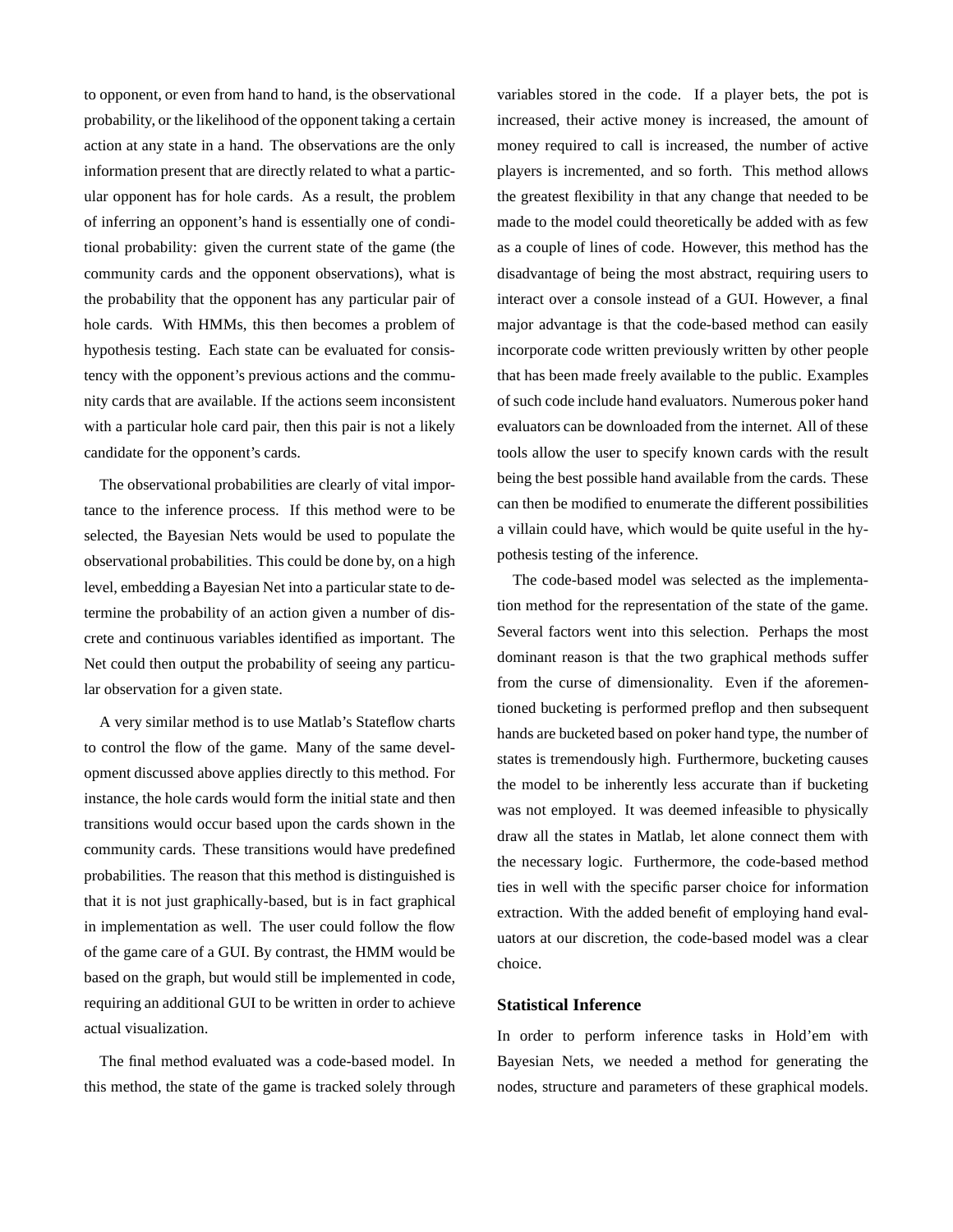to opponent, or even from hand to hand, is the observational probability, or the likelihood of the opponent taking a certain action at any state in a hand. The observations are the only information present that are directly related to what a particular opponent has for hole cards. As a result, the problem of inferring an opponent's hand is essentially one of conditional probability: given the current state of the game (the community cards and the opponent observations), what is the probability that the opponent has any particular pair of hole cards. With HMMs, this then becomes a problem of hypothesis testing. Each state can be evaluated for consistency with the opponent's previous actions and the community cards that are available. If the actions seem inconsistent with a particular hole card pair, then this pair is not a likely candidate for the opponent's cards.

The observational probabilities are clearly of vital importance to the inference process. If this method were to be selected, the Bayesian Nets would be used to populate the observational probabilities. This could be done by, on a high level, embedding a Bayesian Net into a particular state to determine the probability of an action given a number of discrete and continuous variables identified as important. The Net could then output the probability of seeing any particular observation for a given state.

A very similar method is to use Matlab's Stateflow charts to control the flow of the game. Many of the same development discussed above applies directly to this method. For instance, the hole cards would form the initial state and then transitions would occur based upon the cards shown in the community cards. These transitions would have predefined probabilities. The reason that this method is distinguished is that it is not just graphically-based, but is in fact graphical in implementation as well. The user could follow the flow of the game care of a GUI. By contrast, the HMM would be based on the graph, but would still be implemented in code, requiring an additional GUI to be written in order to achieve actual visualization.

The final method evaluated was a code-based model. In this method, the state of the game is tracked solely through variables stored in the code. If a player bets, the pot is increased, their active money is increased, the amount of money required to call is increased, the number of active players is incremented, and so forth. This method allows the greatest flexibility in that any change that needed to be made to the model could theoretically be added with as few as a couple of lines of code. However, this method has the disadvantage of being the most abstract, requiring users to interact over a console instead of a GUI. However, a final major advantage is that the code-based method can easily incorporate code written previously written by other people that has been made freely available to the public. Examples of such code include hand evaluators. Numerous poker hand evaluators can be downloaded from the internet. All of these tools allow the user to specify known cards with the result being the best possible hand available from the cards. These can then be modified to enumerate the different possibilities a villain could have, which would be quite useful in the hypothesis testing of the inference.

The code-based model was selected as the implementation method for the representation of the state of the game. Several factors went into this selection. Perhaps the most dominant reason is that the two graphical methods suffer from the curse of dimensionality. Even if the aforementioned bucketing is performed preflop and then subsequent hands are bucketed based on poker hand type, the number of states is tremendously high. Furthermore, bucketing causes the model to be inherently less accurate than if bucketing was not employed. It was deemed infeasible to physically draw all the states in Matlab, let alone connect them with the necessary logic. Furthermore, the code-based method ties in well with the specific parser choice for information extraction. With the added benefit of employing hand evaluators at our discretion, the code-based model was a clear choice.

### Statistical Inference

In order to perform inference tasks in Hold'em with Bayesian Nets, we needed a method for generating the nodes, structure and parameters of these graphical models.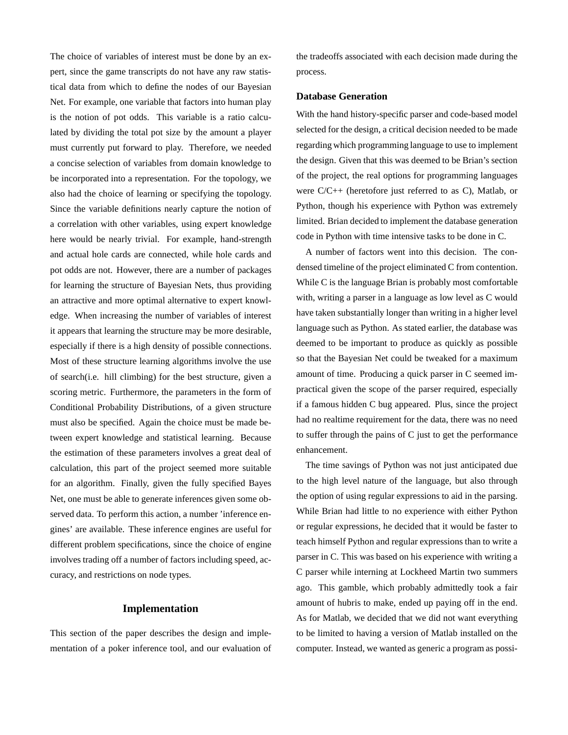The choice of variables of interest must be done by an expert, since the game transcripts do not have any raw statistical data from which to define the nodes of our Bayesian Net. For example, one variable that factors into human play is the notion of pot odds. This variable is a ratio calculated by dividing the total pot size by the amount a player must currently put forward to play. Therefore, we needed a concise selection of variables from domain knowledge to be incorporated into a representation. For the topology, we also had the choice of learning or specifying the topology. Since the variable definitions nearly capture the notion of a correlation with other variables, using expert knowledge here would be nearly trivial. For example, hand-strength and actual hole cards are connected, while hole cards and pot odds are not. However, there are a number of packages for learning the structure of Bayesian Nets, thus providing an attractive and more optimal alternative to expert knowledge. When increasing the number of variables of interest it appears that learning the structure may be more desirable, especially if there is a high density of possible connections. Most of these structure learning algorithms involve the use of search(i.e. hill climbing) for the best structure, given a scoring metric. Furthermore, the parameters in the form of Conditional Probability Distributions, of a given structure must also be specified. Again the choice must be made between expert knowledge and statistical learning. Because the estimation of these parameters involves a great deal of calculation, this part of the project seemed more suitable for an algorithm. Finally, given the fully specified Bayes Net, one must be able to generate inferences given some observed data. To perform this action, a number 'inference engines' are available. These inference engines are useful for different problem specifications, since the choice of engine involves trading off a number of factors including speed, accuracy, and restrictions on node types.

## Implementation

This section of the paper describes the design and implementation of a poker inference tool, and our evaluation of the tradeoffs associated with each decision made during the process.

### Database Generation

With the hand history-specific parser and code-based model selected for the design, a critical decision needed to be made regarding which programming language to use to implement the design. Given that this was deemed to be Brian's section of the project, the real options for programming languages were C/C++ (heretofore just referred to as C), Matlab, or Python, though his experience with Python was extremely limited. Brian decided to implement the database generation code in Python with time intensive tasks to be done in C.

A number of factors went into this decision. The condensed timeline of the project eliminated C from contention. While C is the language Brian is probably most comfortable with, writing a parser in a language as low level as C would have taken substantially longer than writing in a higher level language such as Python. As stated earlier, the database was deemed to be important to produce as quickly as possible so that the Bayesian Net could be tweaked for a maximum amount of time. Producing a quick parser in C seemed impractical given the scope of the parser required, especially if a famous hidden C bug appeared. Plus, since the project had no realtime requirement for the data, there was no need to suffer through the pains of C just to get the performance enhancement.

The time savings of Python was not just anticipated due to the high level nature of the language, but also through the option of using regular expressions to aid in the parsing. While Brian had little to no experience with either Python or regular expressions, he decided that it would be faster to teach himself Python and regular expressions than to write a parser in C. This was based on his experience with writing a C parser while interning at Lockheed Martin two summers ago. This gamble, which probably admittedly took a fair amount of hubris to make, ended up paying off in the end. As for Matlab, we decided that we did not want everything to be limited to having a version of Matlab installed on the computer. Instead, we wanted as generic a program as possi-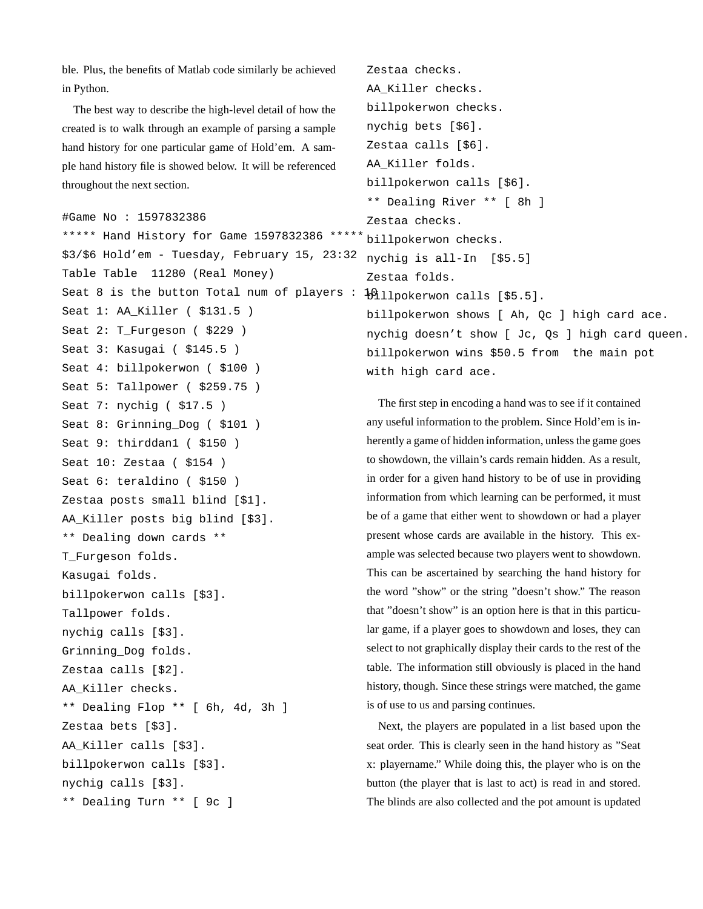ble. Plus, the benefits of Matlab code similarly be achieved in Python.

The best way to describe the high-level detail of how the created is to walk through an example of parsing a sample hand history for one particular game of Hold'em. A sample hand history file is showed below. It will be referenced throughout the next section.

```
#Game No : 1597832386
***** Hand History for Game 1597832386 *****
$3/$6 Hold'em - Tuesday, February 15, 23:32
Table Table  11280 (Real Money)
Seat 8 is the button Total num of players : 10
Seat 1: AA_Killer ( $131.5 )
Seat 2: T_Furgeson ( $229 )
Seat 3: Kasugai ( $145.5 )
Seat 4: billpokerwon ( $100 )
Seat 5: Tallpower ( $259.75 )
Seat 7: nychig ( $17.5 )
Seat 8: Grinning_Dog ( $101 )
Seat 9: thirddan1 ( $150 )
Seat 10: Zestaa ( $154 )
Seat 6: teraldino ( $150 )
Zestaa posts small blind [$1].
AA_Killer posts big blind [$3].
** Dealing down cards **
T_Furgeson folds.
Kasugai folds.
billpokerwon calls [$3].
Tallpower folds.
nychig calls [$3].
Grinning_Dog folds.
Zestaa calls [$2].
AA_Killer checks.
** Dealing Flop ** [ 6h, 4d, 3h ]
Zestaa bets [$3].
AA_Killer calls [$3].
billpokerwon calls [$3].
nychig calls [$3].
** Dealing Turn ** [ 9c ]
Zestaa checks.
AA_Killer checks.
billpokerwon checks.
nychig bets [$6].
Zestaa calls [$6].
AA_Killer folds.
billpokerwon calls [$6].
** Dealing River ** [ 8h ]
Zestaa checks.
billpokerwon checks.
nychig is all-In  [$5.5]
Zestaa folds.
billpokerwon calls [$5.5].
billpokerwon shows [ Ah, Qc ] high card ace.
nychig doesn't show [ Jc, Qs ] high card queen.
billpokerwon wins $50.5 from  the main pot
with high card ace.
```

The first step in encoding a hand was to see if it contained any useful information to the problem. Since Hold'em is inherently a game of hidden information, unless the game goes to showdown, the villain's cards remain hidden. As a result, in order for a given hand history to be of use in providing information from which learning can be performed, it must be of a game that either went to showdown or had a player present whose cards are available in the history. This example was selected because two players went to showdown. This can be ascertained by searching the hand history for the word "show" or the string "doesn't show." The reason that "doesn't show" is an option here is that in this particular game, if a player goes to showdown and loses, they can select to not graphically display their cards to the rest of the table. The information still obviously is placed in the hand history, though. Since these strings were matched, the game is of use to us and parsing continues.

Next, the players are populated in a list based upon the seat order. This is clearly seen in the hand history as "Seat x: playername." While doing this, the player who is on the button (the player that is last to act) is read in and stored. The blinds are also collected and the pot amount is updated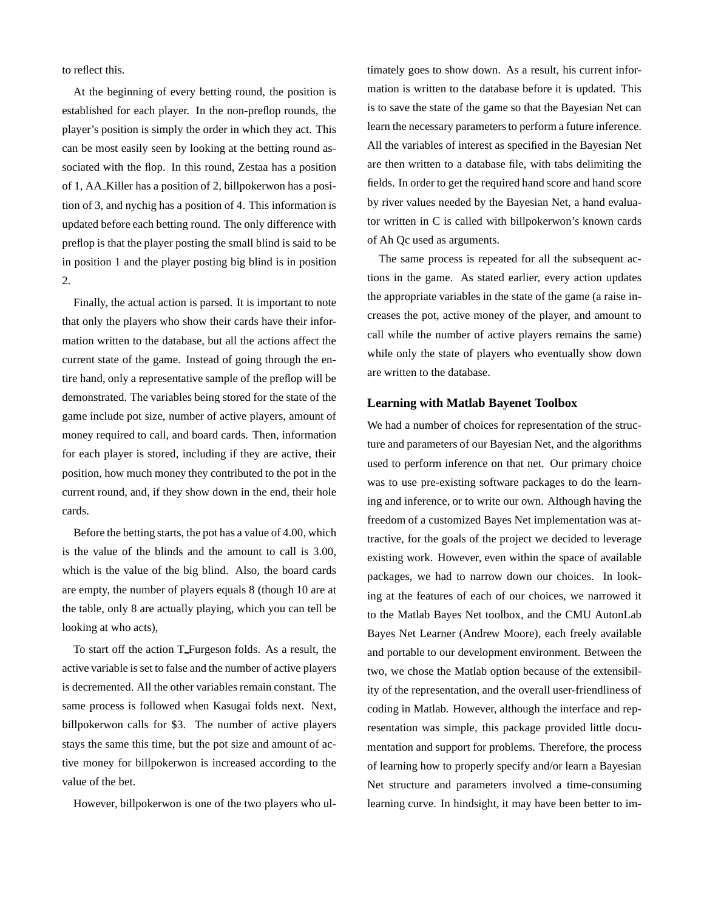to reflect this.

At the beginning of every betting round, the position is established for each player. In the non-preflop rounds, the player's position is simply the order in which they act. This can be most easily seen by looking at the betting round associated with the flop. In this round, Zestaa has a position of 1, AA_Killer has a position of 2, billpokerwon has a position of 3, and nychig has a position of 4. This information is updated before each betting round. The only difference with preflop is that the player posting the small blind is said to be in position 1 and the player posting big blind is in position 2.

Finally, the actual action is parsed. It is important to note that only the players who show their cards have their information written to the database, but all the actions affect the current state of the game. Instead of going through the entire hand, only a representative sample of the preflop will be demonstrated. The variables being stored for the state of the game include pot size, number of active players, amount of money required to call, and board cards. Then, information for each player is stored, including if they are active, their position, how much money they contributed to the pot in the current round, and, if they show down in the end, their hole cards.

Before the betting starts, the pot has a value of 4.00, which is the value of the blinds and the amount to call is 3.00, which is the value of the big blind. Also, the board cards are empty, the number of players equals 8 (though 10 are at the table, only 8 are actually playing, which you can tell be looking at who acts),

To start off the action T_Furgeson folds. As a result, the active variable is set to false and the number of active players is decremented. All the other variables remain constant. The same process is followed when Kasugai folds next. Next, billpokerwon calls for $3. The number of active players stays the same this time, but the pot size and amount of active money for billpokerwon is increased according to the value of the bet.

However, billpokerwon is one of the two players who ultimately goes to show down. As a result, his current information is written to the database before it is updated. This is to save the state of the game so that the Bayesian Net can learn the necessary parameters to perform a future inference. All the variables of interest as specified in the Bayesian Net are then written to a database file, with tabs delimiting the fields. In order to get the required hand score and hand score by river values needed by the Bayesian Net, a hand evaluator written in C is called with billpokerwon's known cards of Ah Qc used as arguments.

The same process is repeated for all the subsequent actions in the game. As stated earlier, every action updates the appropriate variables in the state of the game (a raise increases the pot, active money of the player, and amount to call while the number of active players remains the same) while only the state of players who eventually show down are written to the database.

### Learning with Matlab Bayenet Toolbox

We had a number of choices for representation of the structure and parameters of our Bayesian Net, and the algorithms used to perform inference on that net. Our primary choice was to use pre-existing software packages to do the learning and inference, or to write our own. Although having the freedom of a customized Bayes Net implementation was attractive, for the goals of the project we decided to leverage existing work. However, even within the space of available packages, we had to narrow down our choices. In looking at the features of each of our choices, we narrowed it to the Matlab Bayes Net toolbox, and the CMU AutonLab Bayes Net Learner (Andrew Moore), each freely available and portable to our development environment. Between the two, we chose the Matlab option because of the extensibility of the representation, and the overall user-friendliness of coding in Matlab. However, although the interface and representation was simple, this package provided little documentation and support for problems. Therefore, the process of learning how to properly specify and/or learn a Bayesian Net structure and parameters involved a time-consuming learning curve. In hindsight, it may have been better to im-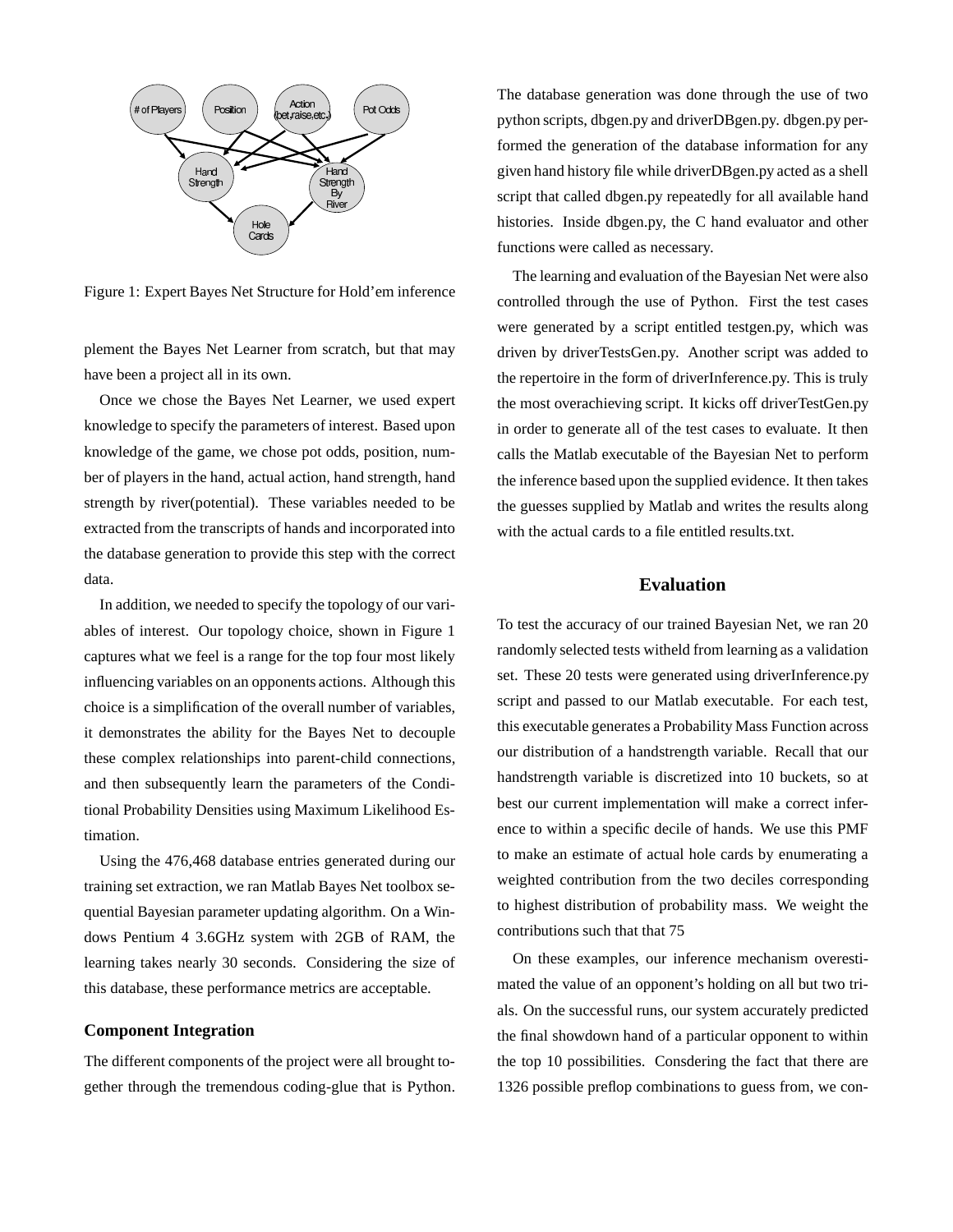Figure 1: Expert Bayes Net Structure for Hold'em inference

plement the Bayes Net Learner from scratch, but that may have been a project all in its own.

Once we chose the Bayes Net Learner, we used expert knowledge to specify the parameters of interest. Based upon knowledge of the game, we chose pot odds, position, number of players in the hand, actual action, hand strength, hand strength by river(potential). These variables needed to be extracted from the transcripts of hands and incorporated into the database generation to provide this step with the correct data.

In addition, we needed to specify the topology of our variables of interest. Our topology choice, shown in Figure 1 captures what we feel is a range for the top four most likely influencing variables on an opponents actions. Although this choice is a simplification of the overall number of variables, it demonstrates the ability for the Bayes Net to decouple these complex relationships into parent-child connections, and then subsequently learn the parameters of the Conditional Probability Densities using Maximum Likelihood Estimation.

Using the 476,468 database entries generated during our training set extraction, we ran Matlab Bayes Net toolbox sequential Bayesian parameter updating algorithm. On a Windows Pentium 4 3.6GHz system with 2GB of RAM, the learning takes nearly 30 seconds. Considering the size of this database, these performance metrics are acceptable.

### Component Integration

The different components of the project were all brought together through the tremendous coding-glue that is Python. The database generation was done through the use of two python scripts, dbgen.py and driverDBgen.py. dbgen.py performed the generation of the database information for any given hand history file while driverDBgen.py acted as a shell script that called dbgen.py repeatedly for all available hand histories. Inside dbgen.py, the C hand evaluator and other functions were called as necessary.

The learning and evaluation of the Bayesian Net were also controlled through the use of Python. First the test cases were generated by a script entitled testgen.py, which was driven by driverTestsGen.py. Another script was added to the repertoire in the form of driverInference.py. This is truly the most overachieving script. It kicks off driverTestGen.py in order to generate all of the test cases to evaluate. It then calls the Matlab executable of the Bayesian Net to perform the inference based upon the supplied evidence. It then takes the guesses supplied by Matlab and writes the results along with the actual cards to a file entitled results.txt.

## Evaluation

To test the accuracy of our trained Bayesian Net, we ran 20 randomly selected tests witheld from learning as a validation set. These 20 tests were generated using driverInference.py script and passed to our Matlab executable. For each test, this executable generates a Probability Mass Function across our distribution of a handstrength variable. Recall that our handstrength variable is discretized into 10 buckets, so at best our current implementation will make a correct inference to within a specific decile of hands. We use this PMF to make an estimate of actual hole cards by enumerating a weighted contribution from the two deciles corresponding to highest distribution of probability mass. We weight the contributions such that that 75

On these examples, our inference mechanism overestimated the value of an opponent's holding on all but two trials. On the successful runs, our system accurately predicted the final showdown hand of a particular opponent to within the top 10 possibilities. Consdering the fact that there are 1326 possible preflop combinations to guess from, we con-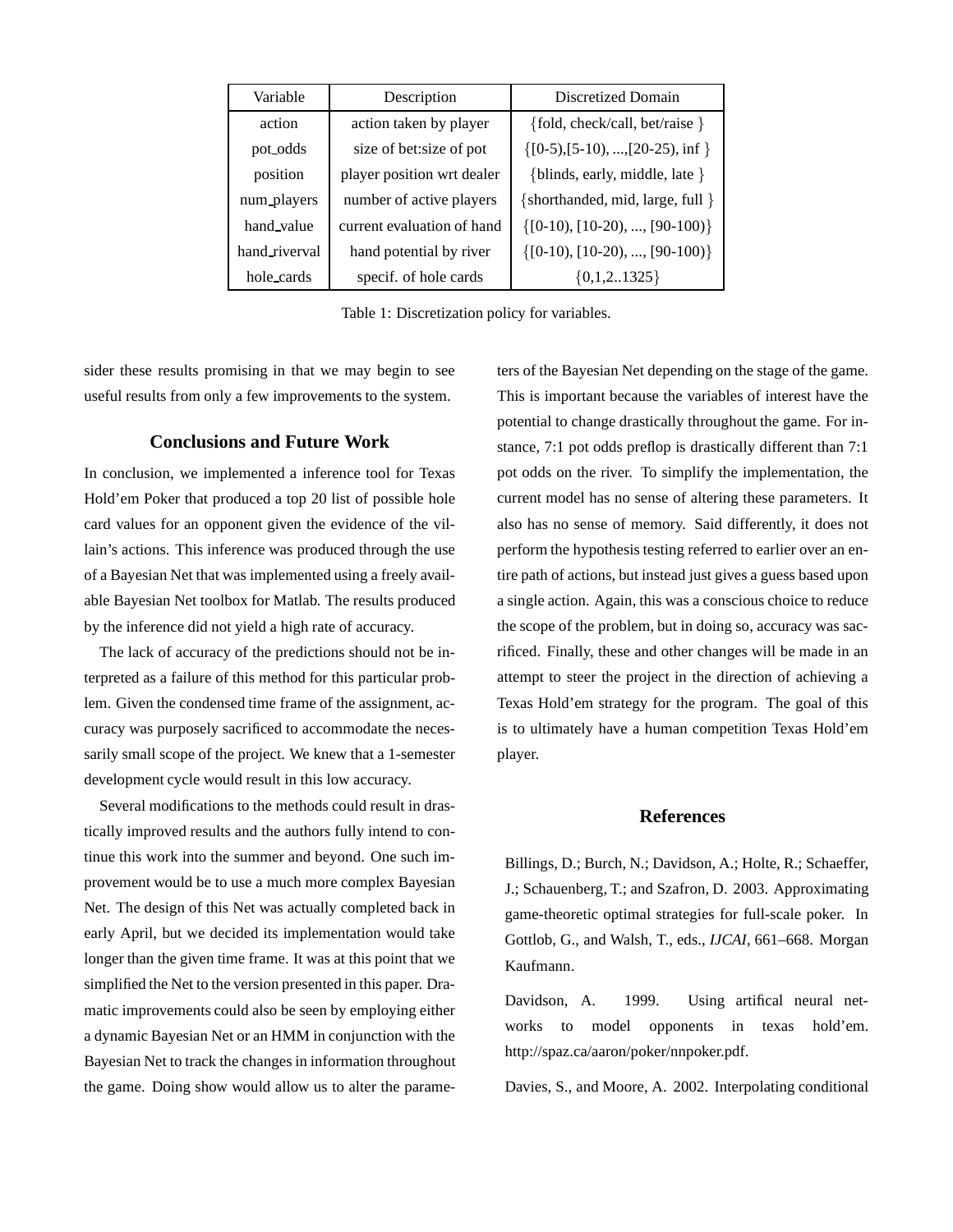| Variable | Description | Discretized Domain |
| --- | --- | --- |
| action | action taken by player | {fold, check/call, bet/raise } |
| pot_odds | size of bet:size of pot | {[0-5),[5-10), ...,[20-25), inf } |
| position | player position wrt dealer | {blinds, early, middle, late } |
| num_players | number of active players | {shorthanded, mid, large, full } |
| hand_value | current evaluation of hand | {[0-10), [10-20), ..., [90-100)} |
| hand_riverval | hand potential by river | {[0-10), [10-20), ..., [90-100)} |
| hole_cards | specif. of hole cards | {0,1,2..1325} |

Table 1: Discretization policy for variables.

sider these results promising in that we may begin to see useful results from only a few improvements to the system.

## Conclusions and Future Work

In conclusion, we implemented a inference tool for Texas Hold'em Poker that produced a top 20 list of possible hole card values for an opponent given the evidence of the villain's actions. This inference was produced through the use of a Bayesian Net that was implemented using a freely available Bayesian Net toolbox for Matlab. The results produced by the inference did not yield a high rate of accuracy.

The lack of accuracy of the predictions should not be interpreted as a failure of this method for this particular problem. Given the condensed time frame of the assignment, accuracy was purposely sacrificed to accommodate the necessarily small scope of the project. We knew that a 1-semester development cycle would result in this low accuracy.

Several modifications to the methods could result in drastically improved results and the authors fully intend to continue this work into the summer and beyond. One such improvement would be to use a much more complex Bayesian Net. The design of this Net was actually completed back in early April, but we decided its implementation would take longer than the given time frame. It was at this point that we simplified the Net to the version presented in this paper. Dramatic improvements could also be seen by employing either a dynamic Bayesian Net or an HMM in conjunction with the Bayesian Net to track the changes in information throughout the game. Doing show would allow us to alter the parameters of the Bayesian Net depending on the stage of the game. This is important because the variables of interest have the potential to change drastically throughout the game. For instance, 7:1 pot odds preflop is drastically different than 7:1 pot odds on the river. To simplify the implementation, the current model has no sense of altering these parameters. It also has no sense of memory. Said differently, it does not perform the hypothesis testing referred to earlier over an entire path of actions, but instead just gives a guess based upon a single action. Again, this was a conscious choice to reduce the scope of the problem, but in doing so, accuracy was sacrificed. Finally, these and other changes will be made in an attempt to steer the project in the direction of achieving a Texas Hold'em strategy for the program. The goal of this is to ultimately have a human competition Texas Hold'em player.

## References

Billings, D.; Burch, N.; Davidson, A.; Holte, R.; Schaeffer, J.; Schauenberg, T.; and Szafron, D. 2003. Approximating game-theoretic optimal strategies for full-scale poker. In Gottlob, G., and Walsh, T., eds., *IJCAI*, 661–668. Morgan Kaufmann.

Davidson, A. 1999. Using artifical neural networks to model opponents in texas hold'em. http://spaz.ca/aaron/poker/nnpoker.pdf.

Davies, S., and Moore, A. 2002. Interpolating conditional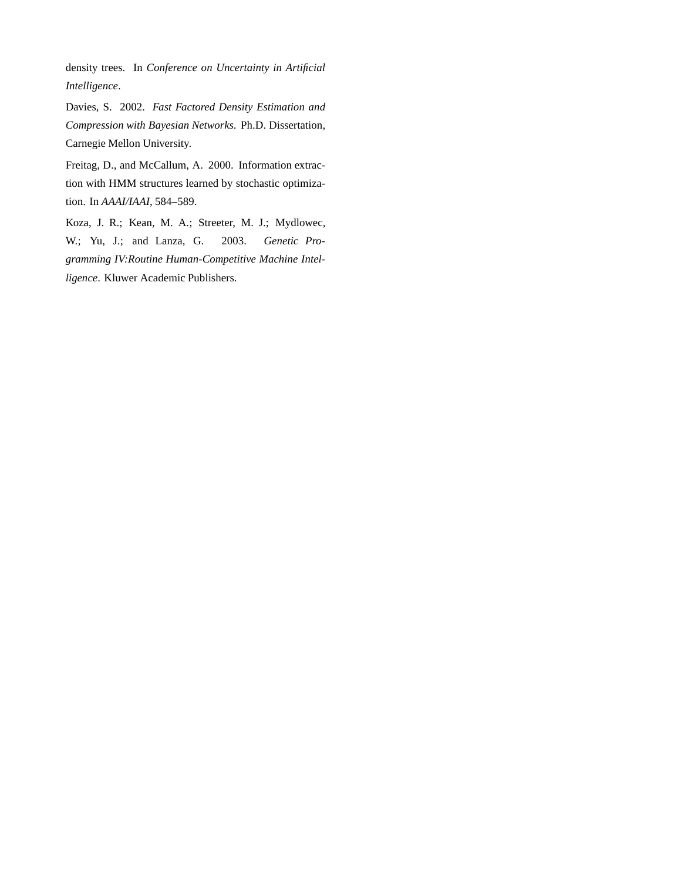density trees. In *Conference on Uncertainty in Artificial Intelligence*.

Davies, S. 2002. *Fast Factored Density Estimation and Compression with Bayesian Networks*. Ph.D. Dissertation, Carnegie Mellon University.

Freitag, D., and McCallum, A. 2000. Information extraction with HMM structures learned by stochastic optimization. In *AAAI/IAAI*, 584–589.

Koza, J. R.; Kean, M. A.; Streeter, M. J.; Mydlowec, W.; Yu, J.; and Lanza, G. 2003. *Genetic Programming IV:Routine Human-Competitive Machine Intelligence*. Kluwer Academic Publishers.